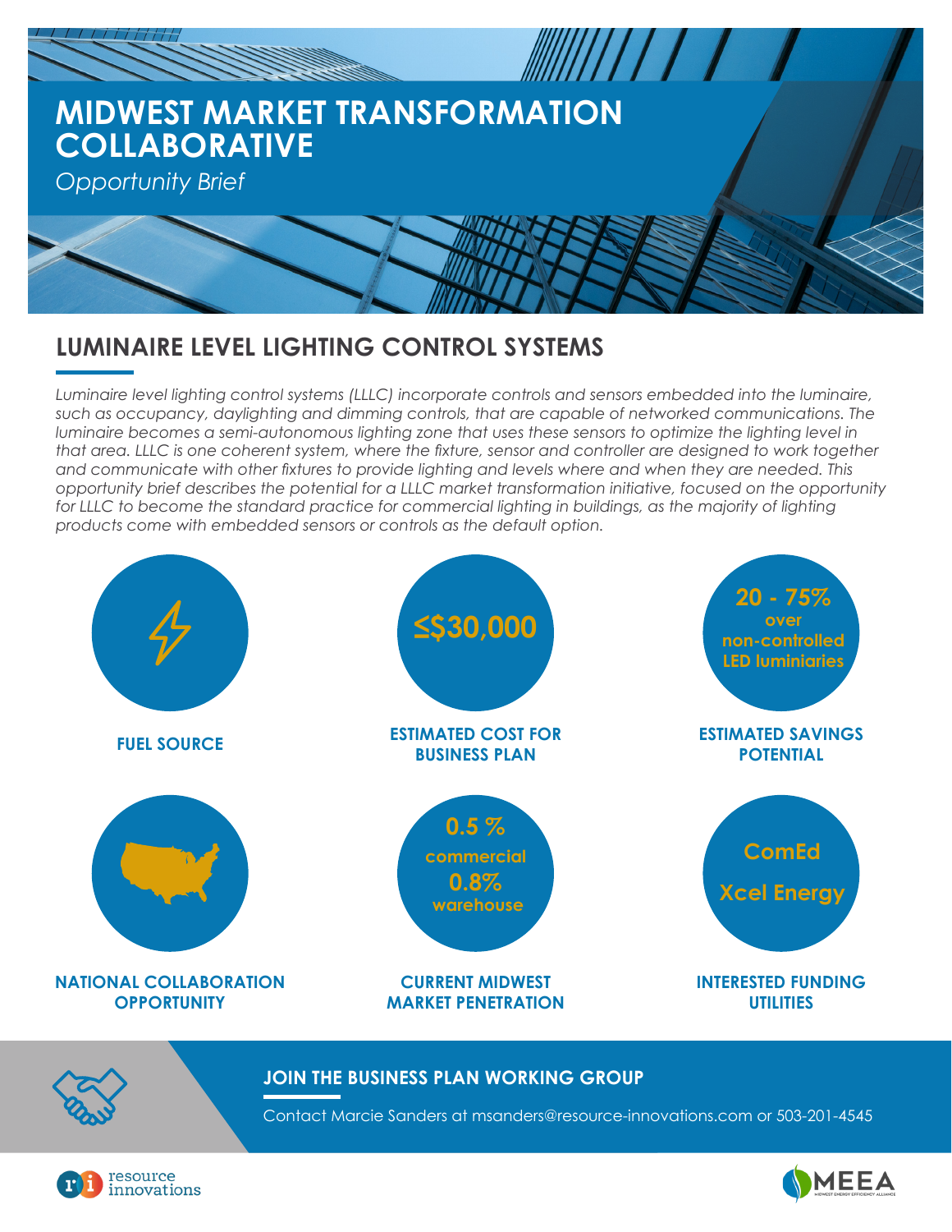# MIDWEST MARKET TRANSFORMATION COLLABORATIVE

*Opportunity Brief*

## LUMINAIRE LEVEL LIGHTING CONTROL SYSTEMS

*Luminaire level lighting control systems (LLLC) incorporate controls and sensors embedded into the luminaire, such as occupancy, daylighting and dimming controls, that are capable of networked communications. The luminaire becomes a semi-autonomous lighting zone that uses these sensors to optimize the lighting level in that area. LLLC is one coherent system, where the fixture, sensor and controller are designed to work together and communicate with other fixtures to provide lighting and levels where and when they are needed. This opportunity brief describes the potential for a LLLC market transformation initiative, focused on the opportunity for LLLC to become the standard practice for commercial lighting in buildings, as the majority of lighting products come with embedded sensors or controls as the default option.*

**FUEL SOURCE**

**≤$30,000**

**ESTIMATED COST FOR BUSINESS PLAN**

**20 - 75% over non-controlled LED luminiaries**

**ESTIMATED SAVINGS POTENTIAL**

**NATIONAL COLLABORATION OPPORTUNITY**

**0.5 % commercial**
**0.8% warehouse**

**CURRENT MIDWEST MARKET PENETRATION**

**ComEd**
**Xcel Energy**

**INTERESTED FUNDING UTILITIES**

### JOIN THE BUSINESS PLAN WORKING GROUP

Contact Marcie Sanders at msanders@resource-innovations.com or 503-201-4545

resource innovations

MEEA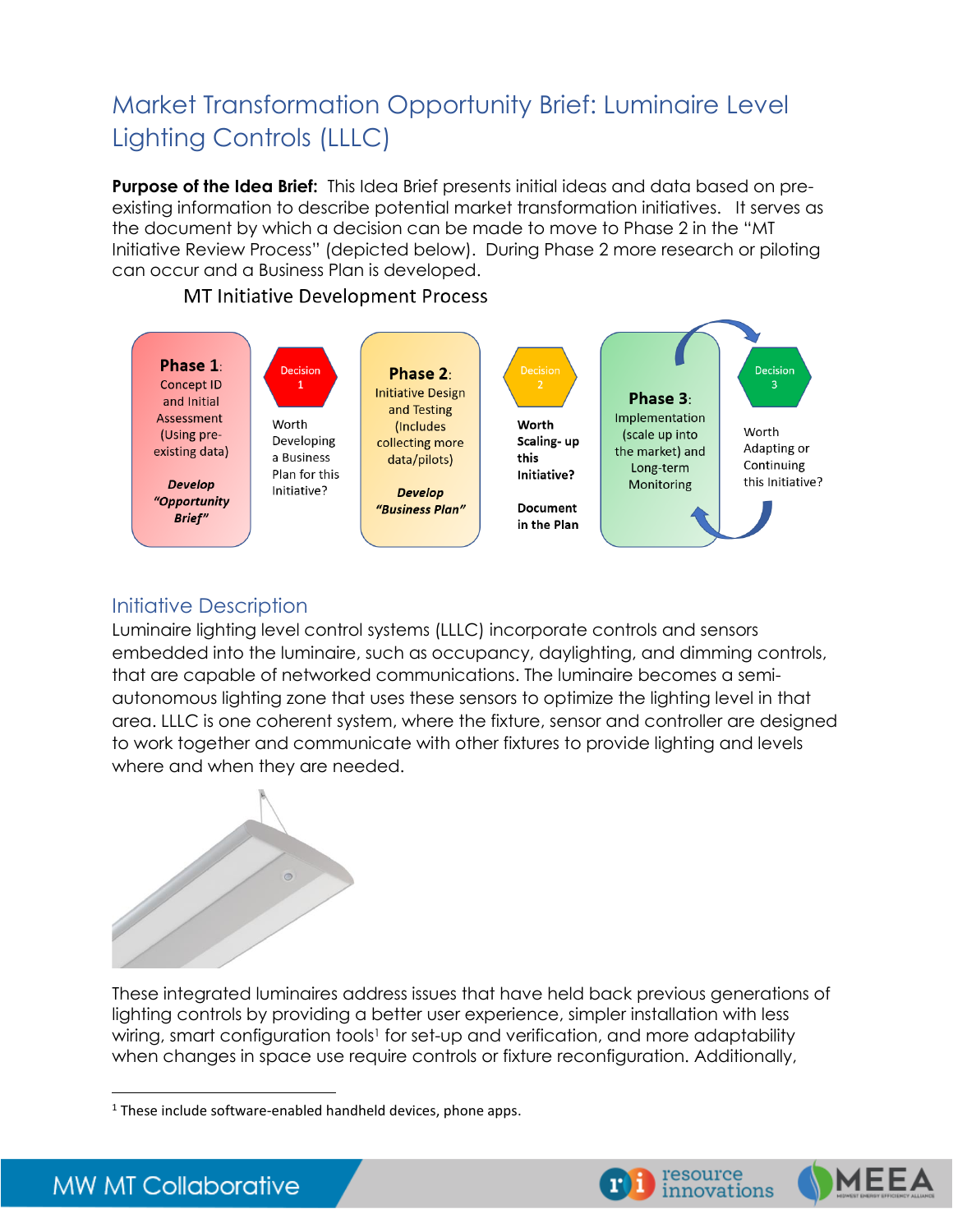# Market Transformation Opportunity Brief: Luminaire Level Lighting Controls (LLLC)

**Purpose of the Idea Brief:** This Idea Brief presents initial ideas and data based on pre-existing information to describe potential market transformation initiatives. It serves as the document by which a decision can be made to move to Phase 2 in the "MT Initiative Review Process" (depicted below). During Phase 2 more research or piloting can occur and a Business Plan is developed.

MT Initiative Development Process

**Phase 1**: Concept ID and Initial Assessment (Using pre-existing data)

***Develop "Opportunity Brief"***

Decision 1

Worth Developing a Business Plan for this Initiative?

**Phase 2**: Initiative Design and Testing (Includes collecting more data/pilots)

***Develop "Business Plan"***

Decision 2

**Worth Scaling- up this Initiative?**

**Document in the Plan**

**Phase 3**: Implementation (scale up into the market) and Long-term Monitoring

Decision 3

Worth Adapting or Continuing this Initiative?

## Initiative Description

Luminaire lighting level control systems (LLLC) incorporate controls and sensors embedded into the luminaire, such as occupancy, daylighting, and dimming controls, that are capable of networked communications. The luminaire becomes a semi-autonomous lighting zone that uses these sensors to optimize the lighting level in that area. LLLC is one coherent system, where the fixture, sensor and controller are designed to work together and communicate with other fixtures to provide lighting and levels where and when they are needed.

These integrated luminaires address issues that have held back previous generations of lighting controls by providing a better user experience, simpler installation with less wiring, smart configuration tools[1] for set-up and verification, and more adaptability when changes in space use require controls or fixture reconfiguration. Additionally,

[1] These include software-enabled handheld devices, phone apps.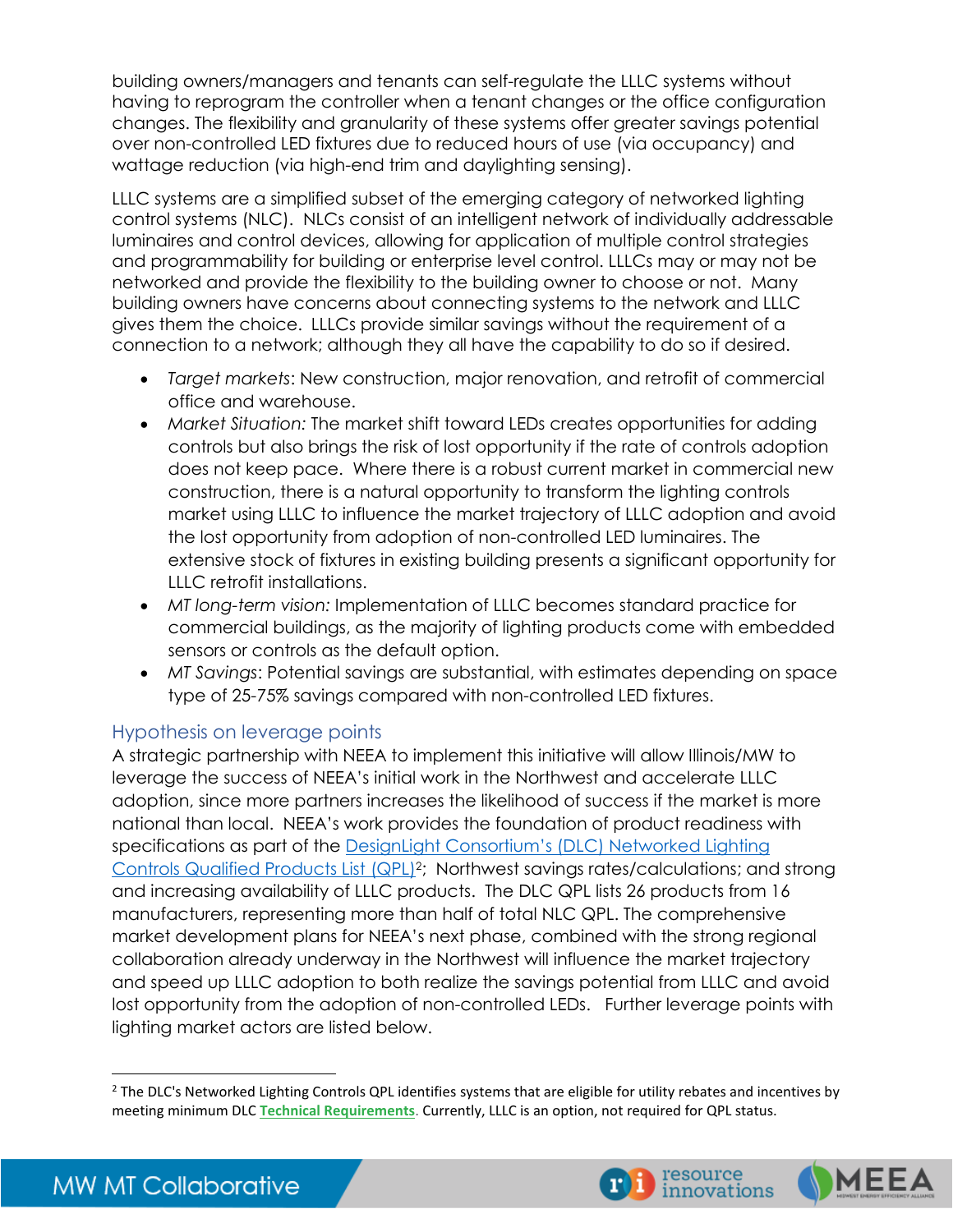building owners/managers and tenants can self-regulate the LLLC systems without having to reprogram the controller when a tenant changes or the office configuration changes. The flexibility and granularity of these systems offer greater savings potential over non-controlled LED fixtures due to reduced hours of use (via occupancy) and wattage reduction (via high-end trim and daylighting sensing).

LLLC systems are a simplified subset of the emerging category of networked lighting control systems (NLC). NLCs consist of an intelligent network of individually addressable luminaires and control devices, allowing for application of multiple control strategies and programmability for building or enterprise level control. LLLCs may or may not be networked and provide the flexibility to the building owner to choose or not. Many building owners have concerns about connecting systems to the network and LLLC gives them the choice. LLLCs provide similar savings without the requirement of a connection to a network; although they all have the capability to do so if desired.

- *Target markets*: New construction, major renovation, and retrofit of commercial office and warehouse.
- *Market Situation:* The market shift toward LEDs creates opportunities for adding controls but also brings the risk of lost opportunity if the rate of controls adoption does not keep pace. Where there is a robust current market in commercial new construction, there is a natural opportunity to transform the lighting controls market using LLLC to influence the market trajectory of LLLC adoption and avoid the lost opportunity from adoption of non-controlled LED luminaires. The extensive stock of fixtures in existing building presents a significant opportunity for LLLC retrofit installations.
- *MT long-term vision:* Implementation of LLLC becomes standard practice for commercial buildings, as the majority of lighting products come with embedded sensors or controls as the default option.
- *MT Savings*: Potential savings are substantial, with estimates depending on space type of 25-75% savings compared with non-controlled LED fixtures.

## Hypothesis on leverage points

A strategic partnership with NEEA to implement this initiative will allow Illinois/MW to leverage the success of NEEA's initial work in the Northwest and accelerate LLLC adoption, since more partners increases the likelihood of success if the market is more national than local. NEEA's work provides the foundation of product readiness with specifications as part of the DesignLight Consortium's (DLC) Networked Lighting Controls Qualified Products List (QPL)[2]; Northwest savings rates/calculations; and strong and increasing availability of LLLC products. The DLC QPL lists 26 products from 16 manufacturers, representing more than half of total NLC QPL. The comprehensive market development plans for NEEA's next phase, combined with the strong regional collaboration already underway in the Northwest will influence the market trajectory and speed up LLLC adoption to both realize the savings potential from LLLC and avoid lost opportunity from the adoption of non-controlled LEDs. Further leverage points with lighting market actors are listed below.

[2] The DLC's Networked Lighting Controls QPL identifies systems that are eligible for utility rebates and incentives by meeting minimum DLC **Technical Requirements**. Currently, LLLC is an option, not required for QPL status.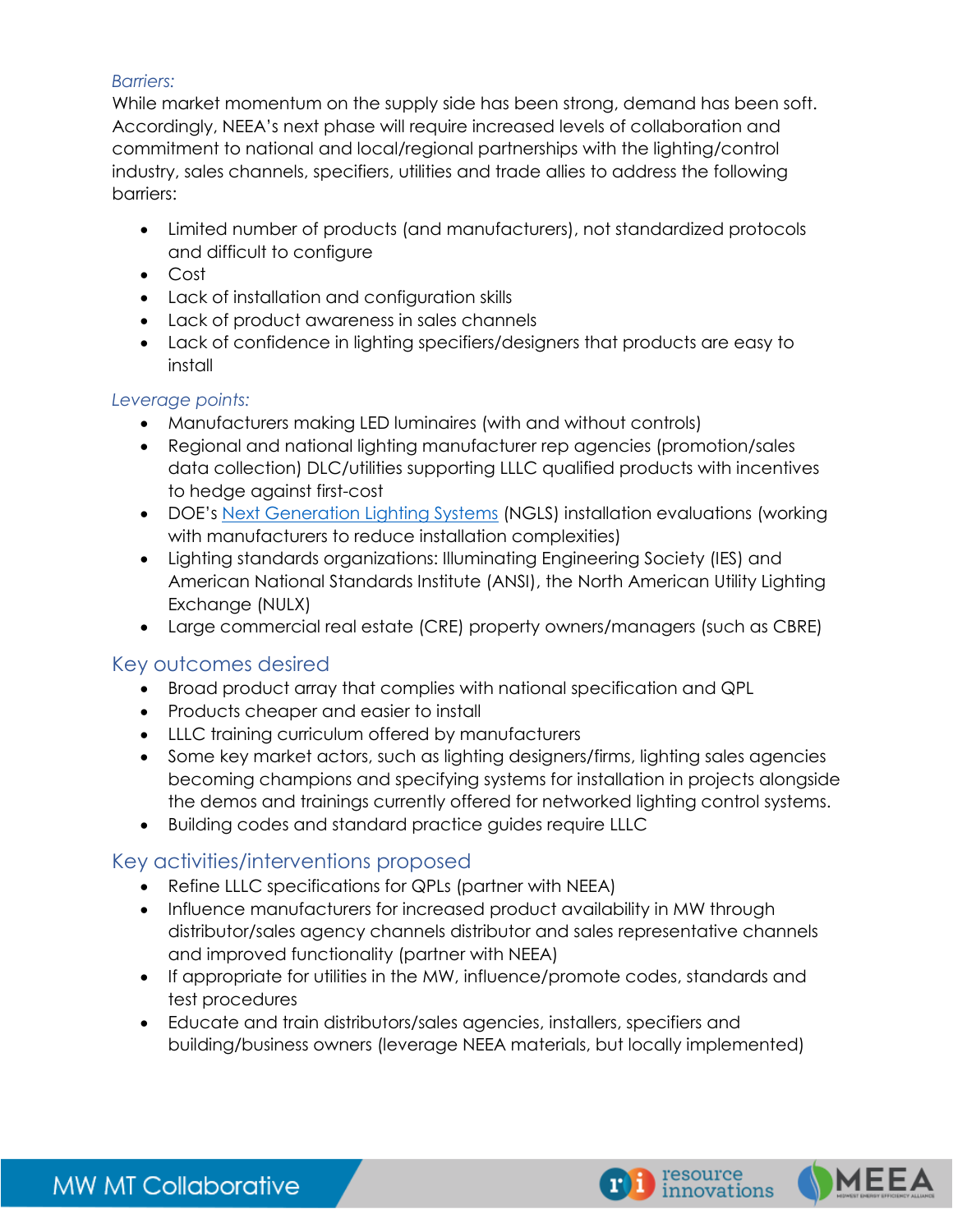*Barriers:*

While market momentum on the supply side has been strong, demand has been soft. Accordingly, NEEA's next phase will require increased levels of collaboration and commitment to national and local/regional partnerships with the lighting/control industry, sales channels, specifiers, utilities and trade allies to address the following barriers:

- Limited number of products (and manufacturers), not standardized protocols and difficult to configure
- Cost
- Lack of installation and configuration skills
- Lack of product awareness in sales channels
- Lack of confidence in lighting specifiers/designers that products are easy to install

*Leverage points:*

- Manufacturers making LED luminaires (with and without controls)
- Regional and national lighting manufacturer rep agencies (promotion/sales data collection) DLC/utilities supporting LLLC qualified products with incentives to hedge against first-cost
- DOE's Next Generation Lighting Systems (NGLS) installation evaluations (working with manufacturers to reduce installation complexities)
- Lighting standards organizations: Illuminating Engineering Society (IES) and American National Standards Institute (ANSI), the North American Utility Lighting Exchange (NULX)
- Large commercial real estate (CRE) property owners/managers (such as CBRE)

## Key outcomes desired

- Broad product array that complies with national specification and QPL
- Products cheaper and easier to install
- LLLC training curriculum offered by manufacturers
- Some key market actors, such as lighting designers/firms, lighting sales agencies becoming champions and specifying systems for installation in projects alongside the demos and trainings currently offered for networked lighting control systems.
- Building codes and standard practice guides require LLLC

## Key activities/interventions proposed

- Refine LLLC specifications for QPLs (partner with NEEA)
- Influence manufacturers for increased product availability in MW through distributor/sales agency channels distributor and sales representative channels and improved functionality (partner with NEEA)
- If appropriate for utilities in the MW, influence/promote codes, standards and test procedures
- Educate and train distributors/sales agencies, installers, specifiers and building/business owners (leverage NEEA materials, but locally implemented)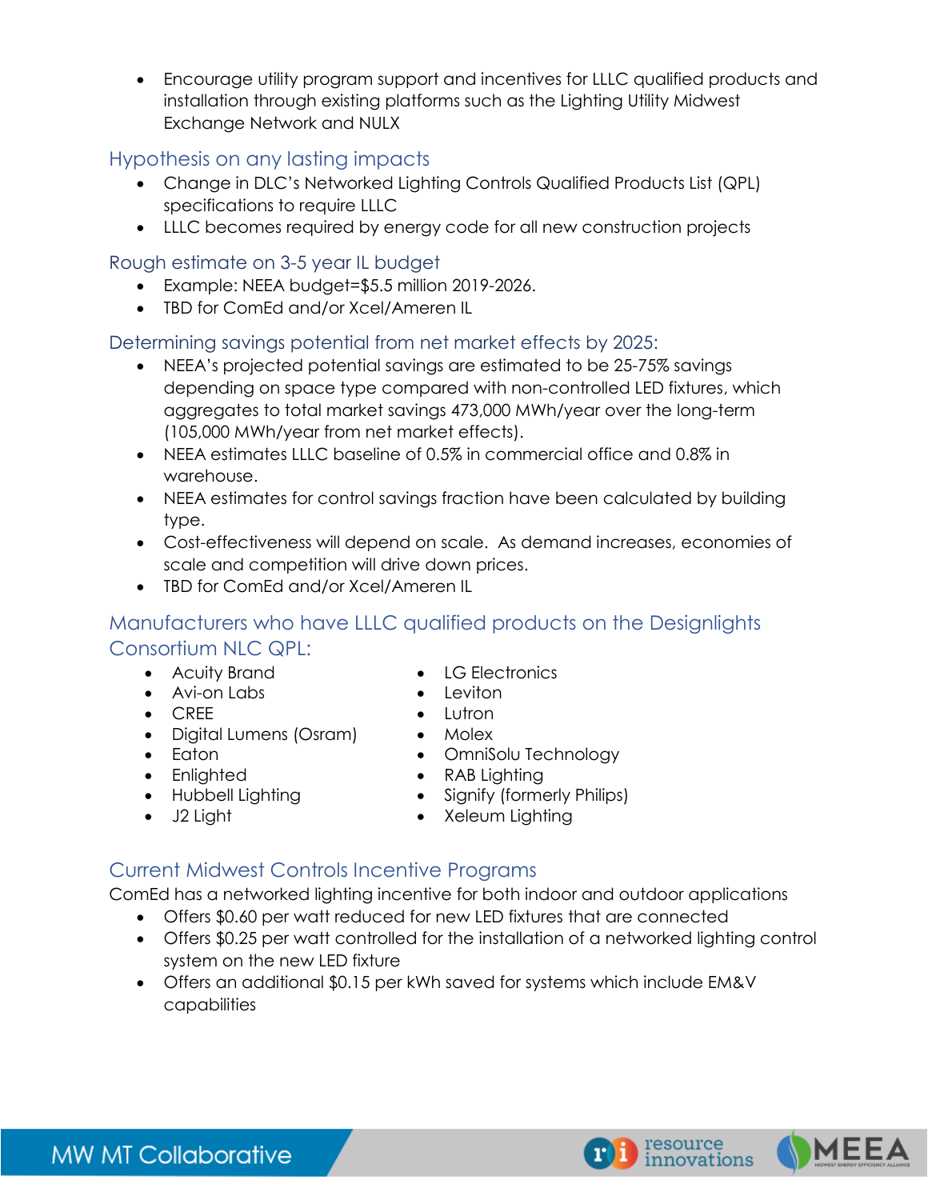- Encourage utility program support and incentives for LLLC qualified products and installation through existing platforms such as the Lighting Utility Midwest Exchange Network and NULX

## Hypothesis on any lasting impacts

- Change in DLC's Networked Lighting Controls Qualified Products List (QPL) specifications to require LLLC
- LLLC becomes required by energy code for all new construction projects

## Rough estimate on 3-5 year IL budget

- Example: NEEA budget=$5.5 million 2019-2026.
- TBD for ComEd and/or Xcel/Ameren IL

## Determining savings potential from net market effects by 2025:

- NEEA's projected potential savings are estimated to be 25-75% savings depending on space type compared with non-controlled LED fixtures, which aggregates to total market savings 473,000 MWh/year over the long-term (105,000 MWh/year from net market effects).
- NEEA estimates LLLC baseline of 0.5% in commercial office and 0.8% in warehouse.
- NEEA estimates for control savings fraction have been calculated by building type.
- Cost-effectiveness will depend on scale. As demand increases, economies of scale and competition will drive down prices.
- TBD for ComEd and/or Xcel/Ameren IL

## Manufacturers who have LLLC qualified products on the Designlights Consortium NLC QPL:

- Acuity Brand
- Avi-on Labs
- CREE
- Digital Lumens (Osram)
- Eaton
- Enlighted
- Hubbell Lighting
- J2 Light
- LG Electronics
- Leviton
- Lutron
- Molex
- OmniSolu Technology
- RAB Lighting
- Signify (formerly Philips)
- Xeleum Lighting

## Current Midwest Controls Incentive Programs

ComEd has a networked lighting incentive for both indoor and outdoor applications

- Offers $0.60 per watt reduced for new LED fixtures that are connected
- Offers $0.25 per watt controlled for the installation of a networked lighting control system on the new LED fixture
- Offers an additional $0.15 per kWh saved for systems which include EM&V capabilities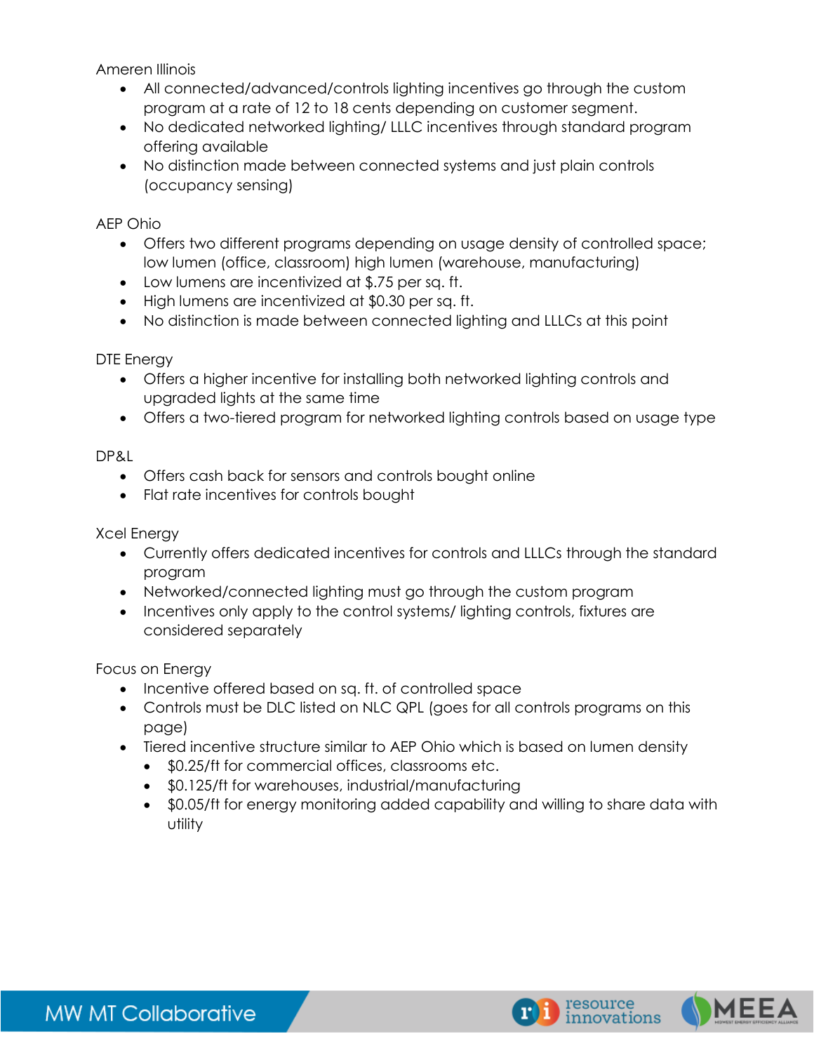Ameren Illinois

- All connected/advanced/controls lighting incentives go through the custom program at a rate of 12 to 18 cents depending on customer segment.
- No dedicated networked lighting/ LLLC incentives through standard program offering available
- No distinction made between connected systems and just plain controls (occupancy sensing)

AEP Ohio

- Offers two different programs depending on usage density of controlled space; low lumen (office, classroom) high lumen (warehouse, manufacturing)
- Low lumens are incentivized at $.75 per sq. ft.
- High lumens are incentivized at $0.30 per sq. ft.
- No distinction is made between connected lighting and LLLCs at this point

DTE Energy

- Offers a higher incentive for installing both networked lighting controls and upgraded lights at the same time
- Offers a two-tiered program for networked lighting controls based on usage type

DP&L

- Offers cash back for sensors and controls bought online
- Flat rate incentives for controls bought

Xcel Energy

- Currently offers dedicated incentives for controls and LLLCs through the standard program
- Networked/connected lighting must go through the custom program
- Incentives only apply to the control systems/ lighting controls, fixtures are considered separately

Focus on Energy

- Incentive offered based on sq. ft. of controlled space
- Controls must be DLC listed on NLC QPL (goes for all controls programs on this page)
- Tiered incentive structure similar to AEP Ohio which is based on lumen density
  - $0.25/ft for commercial offices, classrooms etc.
  - $0.125/ft for warehouses, industrial/manufacturing
  - $0.05/ft for energy monitoring added capability and willing to share data with utility